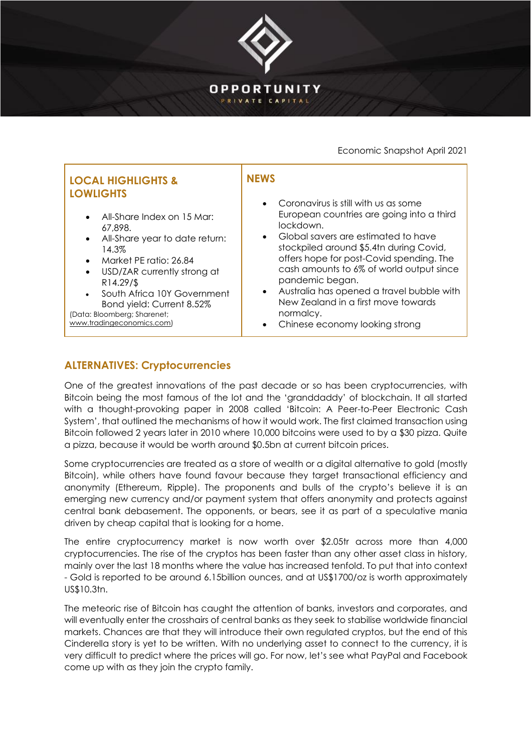OPPORTUNITY

PRIVATE CAPITAL

Economic Snapshot April 2021

## LOCAL HIGHLIGHTS & LOWLIGHTS

- All-Share Index on 15 Mar: 67,898.
- All-Share year to date return: 14.3%
- Market PE ratio: 26.84
- USD/ZAR currently strong at R14.29/$
- South Africa 10Y Government Bond yield: Current 8.52%

(Data: Bloomberg; Sharenet; www.tradingeconomics.com)

## NEWS

- Coronavirus is still with us as some European countries are going into a third lockdown.
- Global savers are estimated to have stockpiled around $5.4tn during Covid, offers hope for post-Covid spending. The cash amounts to 6% of world output since pandemic began.
- Australia has opened a travel bubble with New Zealand in a first move towards normalcy.
- Chinese economy looking strong

## ALTERNATIVES: Cryptocurrencies

One of the greatest innovations of the past decade or so has been cryptocurrencies, with Bitcoin being the most famous of the lot and the 'granddaddy' of blockchain. It all started with a thought-provoking paper in 2008 called 'Bitcoin: A Peer-to-Peer Electronic Cash System', that outlined the mechanisms of how it would work. The first claimed transaction using Bitcoin followed 2 years later in 2010 where 10,000 bitcoins were used to by a $30 pizza. Quite a pizza, because it would be worth around $0.5bn at current bitcoin prices.

Some cryptocurrencies are treated as a store of wealth or a digital alternative to gold (mostly Bitcoin), while others have found favour because they target transactional efficiency and anonymity (Ethereum, Ripple). The proponents and bulls of the crypto's believe it is an emerging new currency and/or payment system that offers anonymity and protects against central bank debasement. The opponents, or bears, see it as part of a speculative mania driven by cheap capital that is looking for a home.

The entire cryptocurrency market is now worth over $2.05tr across more than 4,000 cryptocurrencies. The rise of the cryptos has been faster than any other asset class in history, mainly over the last 18 months where the value has increased tenfold. To put that into context - Gold is reported to be around 6.15billion ounces, and at US$1700/oz is worth approximately US$10.3tn.

The meteoric rise of Bitcoin has caught the attention of banks, investors and corporates, and will eventually enter the crosshairs of central banks as they seek to stabilise worldwide financial markets. Chances are that they will introduce their own regulated cryptos, but the end of this Cinderella story is yet to be written. With no underlying asset to connect to the currency, it is very difficult to predict where the prices will go. For now, let's see what PayPal and Facebook come up with as they join the crypto family.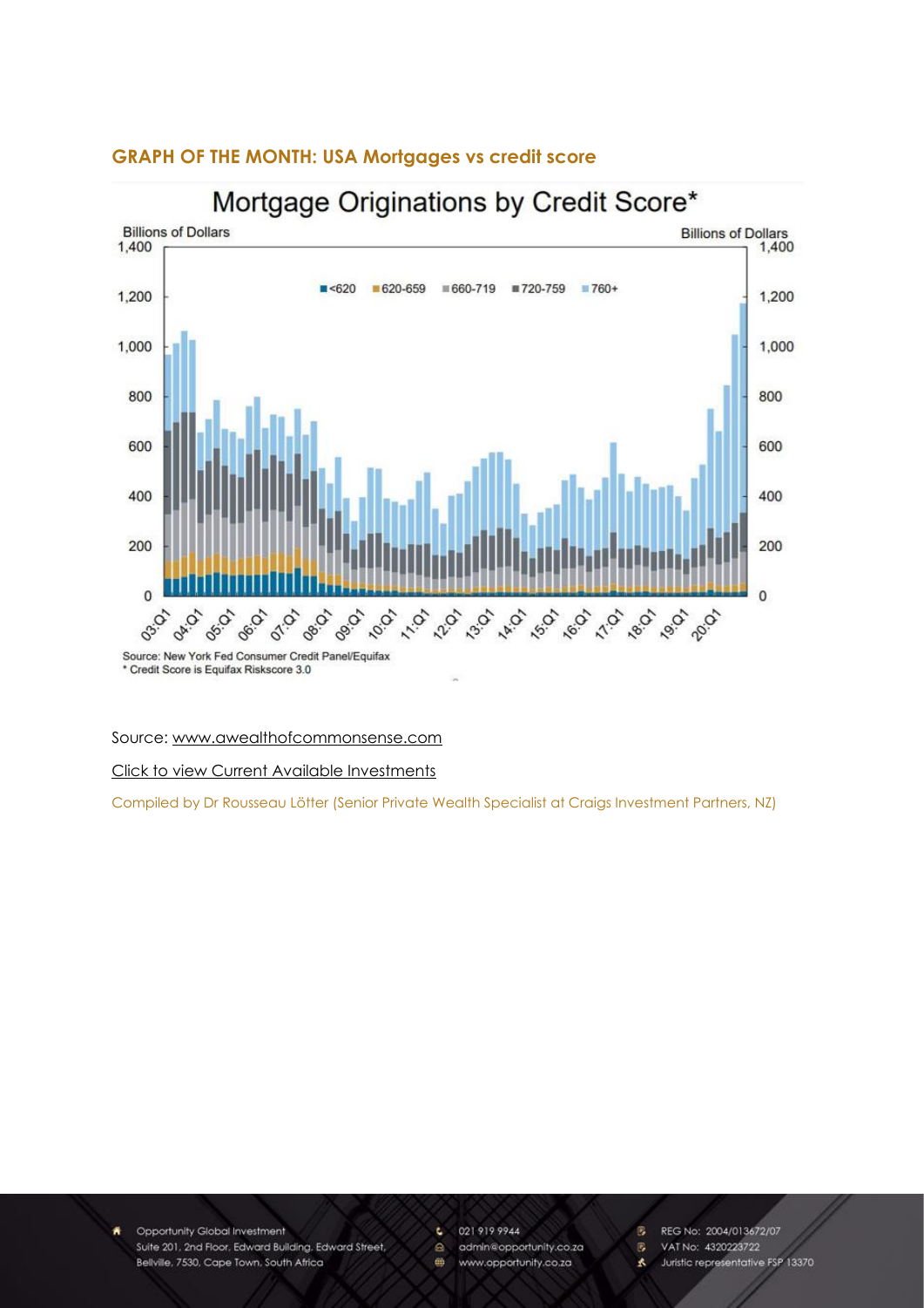## GRAPH OF THE MONTH: USA Mortgages vs credit score

Mortgage Originations by Credit Score*

Billions of Dollars

Billions of Dollars

1,400

1,200

1,000

800

600

400

200

0

<620 620-659 660-719 720-759 760+

03:Q1 04:Q1 05:Q1 06:Q1 07:Q1 08:Q1 09:Q1 10:Q1 11:Q1 12:Q1 13:Q1 14:Q1 15:Q1 16:Q1 17:Q1 18:Q1 19:Q1 20:Q1

Source: New York Fed Consumer Credit Panel/Equifax
* Credit Score is Equifax Riskscore 3.0

Source: www.awealthofcommonsense.com

Click to view Current Available Investments

Compiled by Dr Rousseau Lötter (Senior Private Wealth Specialist at Craigs Investment Partners, NZ)

Opportunity Global Investment
Suite 201, 2nd Floor, Edward Building, Edward Street,
Bellville, 7530, Cape Town, South Africa

021 919 9944
admin@opportunity.co.za
www.opportunity.co.za

REG No: 2004/013672/07
VAT No: 4320223722
Juristic representative FSP 13370